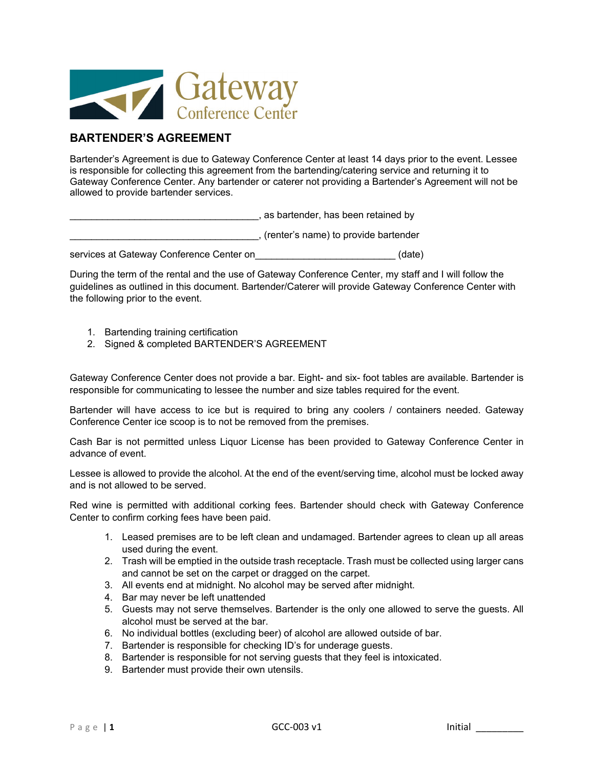Gateway
Conference Center

## BARTENDER'S AGREEMENT

Bartender's Agreement is due to Gateway Conference Center at least 14 days prior to the event. Lessee is responsible for collecting this agreement from the bartending/catering service and returning it to Gateway Conference Center. Any bartender or caterer not providing a Bartender's Agreement will not be allowed to provide bartender services.

___________________________________, as bartender, has been retained by

___________________________________, (renter's name) to provide bartender

services at Gateway Conference Center on_________________________ (date)

During the term of the rental and the use of Gateway Conference Center, my staff and I will follow the guidelines as outlined in this document. Bartender/Caterer will provide Gateway Conference Center with the following prior to the event.

1. Bartending training certification
2. Signed & completed BARTENDER'S AGREEMENT

Gateway Conference Center does not provide a bar. Eight- and six- foot tables are available. Bartender is responsible for communicating to lessee the number and size tables required for the event.

Bartender will have access to ice but is required to bring any coolers / containers needed. Gateway Conference Center ice scoop is to not be removed from the premises.

Cash Bar is not permitted unless Liquor License has been provided to Gateway Conference Center in advance of event.

Lessee is allowed to provide the alcohol. At the end of the event/serving time, alcohol must be locked away and is not allowed to be served.

Red wine is permitted with additional corking fees. Bartender should check with Gateway Conference Center to confirm corking fees have been paid.

1. Leased premises are to be left clean and undamaged. Bartender agrees to clean up all areas used during the event.
2. Trash will be emptied in the outside trash receptacle. Trash must be collected using larger cans and cannot be set on the carpet or dragged on the carpet.
3. All events end at midnight. No alcohol may be served after midnight.
4. Bar may never be left unattended
5. Guests may not serve themselves. Bartender is the only one allowed to serve the guests. All alcohol must be served at the bar.
6. No individual bottles (excluding beer) of alcohol are allowed outside of bar.
7. Bartender is responsible for checking ID's for underage guests.
8. Bartender is responsible for not serving guests that they feel is intoxicated.
9. Bartender must provide their own utensils.

GCC-003 v1

Initial _________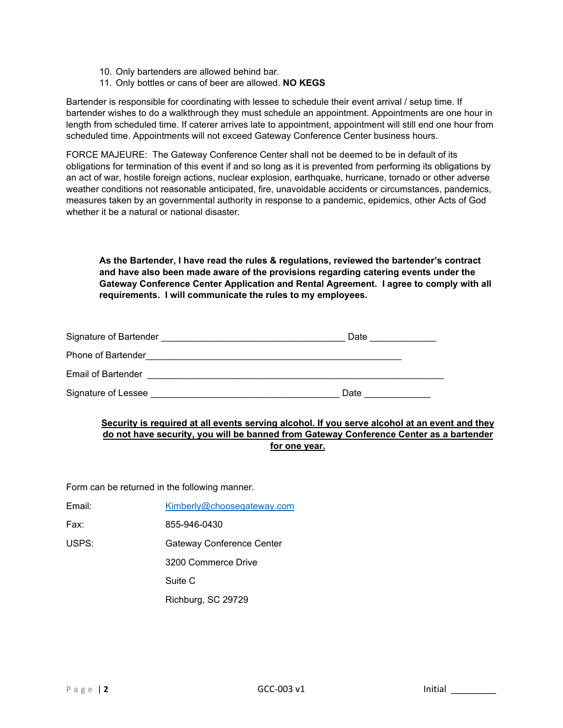10. Only bartenders are allowed behind bar.
11. Only bottles or cans of beer are allowed. **NO KEGS**

Bartender is responsible for coordinating with lessee to schedule their event arrival / setup time. If bartender wishes to do a walkthrough they must schedule an appointment. Appointments are one hour in length from scheduled time. If caterer arrives late to appointment, appointment will still end one hour from scheduled time. Appointments will not exceed Gateway Conference Center business hours.

FORCE MAJEURE: The Gateway Conference Center shall not be deemed to be in default of its obligations for termination of this event if and so long as it is prevented from performing its obligations by an act of war, hostile foreign actions, nuclear explosion, earthquake, hurricane, tornado or other adverse weather conditions not reasonable anticipated, fire, unavoidable accidents or circumstances, pandemics, measures taken by an governmental authority in response to a pandemic, epidemics, other Acts of God whether it be a natural or national disaster.

**As the Bartender, I have read the rules & regulations, reviewed the bartender's contract and have also been made aware of the provisions regarding catering events under the Gateway Conference Center Application and Rental Agreement. I agree to comply with all requirements. I will communicate the rules to my employees.**

Signature of Bartender ___________________________________ Date _____________

Phone of Bartender___________________________________________________

Email of Bartender ________________________________________________________

Signature of Lessee ____________________________________ Date _____________

**<u>Security is required at all events serving alcohol. If you serve alcohol at an event and they do not have security, you will be banned from Gateway Conference Center as a bartender for one year.</u>**

Form can be returned in the following manner.

Email: Kimberly@choosegateway.com

Fax: 855-946-0430

USPS: Gateway Conference Center
3200 Commerce Drive
Suite C
Richburg, SC 29729

GCC-003 v1 Initial _________